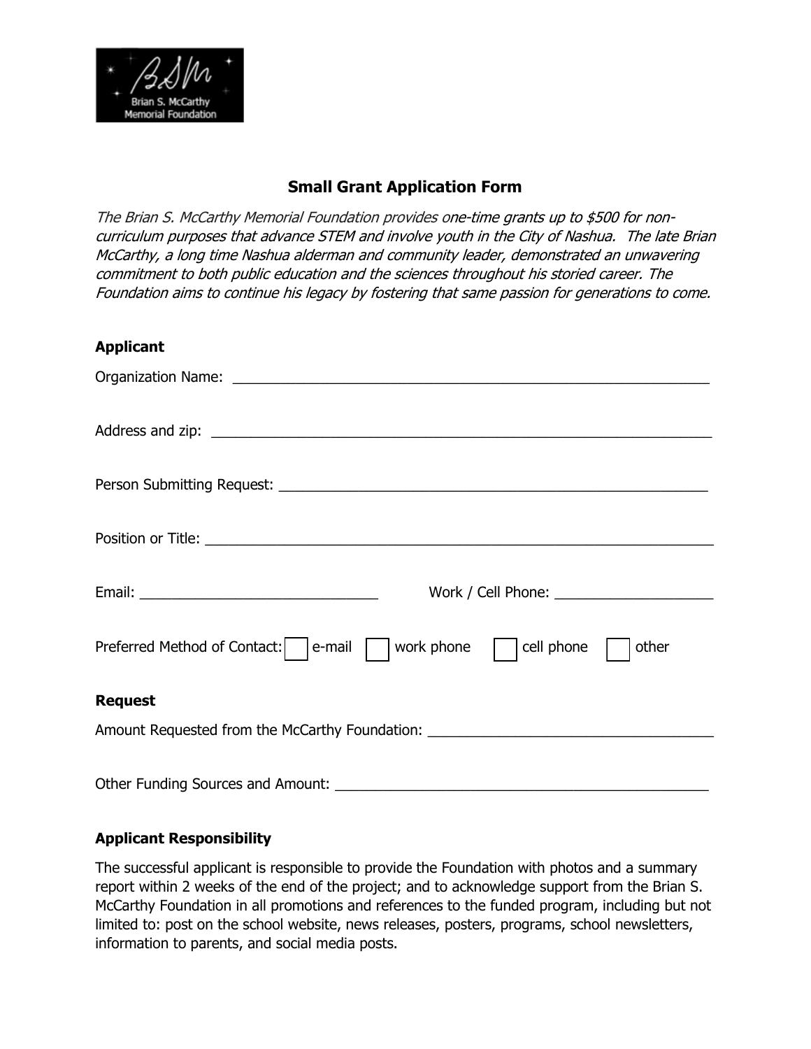Brian S. McCarthy Memorial Foundation

## Small Grant Application Form

*The Brian S. McCarthy Memorial Foundation provides one-time grants up to $500 for non-curriculum purposes that advance STEM and involve youth in the City of Nashua. The late Brian McCarthy, a long time Nashua alderman and community leader, demonstrated an unwavering commitment to both public education and the sciences throughout his storied career. The Foundation aims to continue his legacy by fostering that same passion for generations to come.*

### Applicant

Organization Name: ______________________________________________________________

Address and zip: ________________________________________________________________

Person Submitting Request: _______________________________________________________

Position or Title: ________________________________________________________________

Email: ______________________________ Work / Cell Phone: ____________________

Preferred Method of Contact: ☐ e-mail ☐ work phone ☐ cell phone ☐ other

### Request

Amount Requested from the McCarthy Foundation: ____________________________________

Other Funding Sources and Amount: ______________________________________________

### Applicant Responsibility

The successful applicant is responsible to provide the Foundation with photos and a summary report within 2 weeks of the end of the project; and to acknowledge support from the Brian S. McCarthy Foundation in all promotions and references to the funded program, including but not limited to: post on the school website, news releases, posters, programs, school newsletters, information to parents, and social media posts.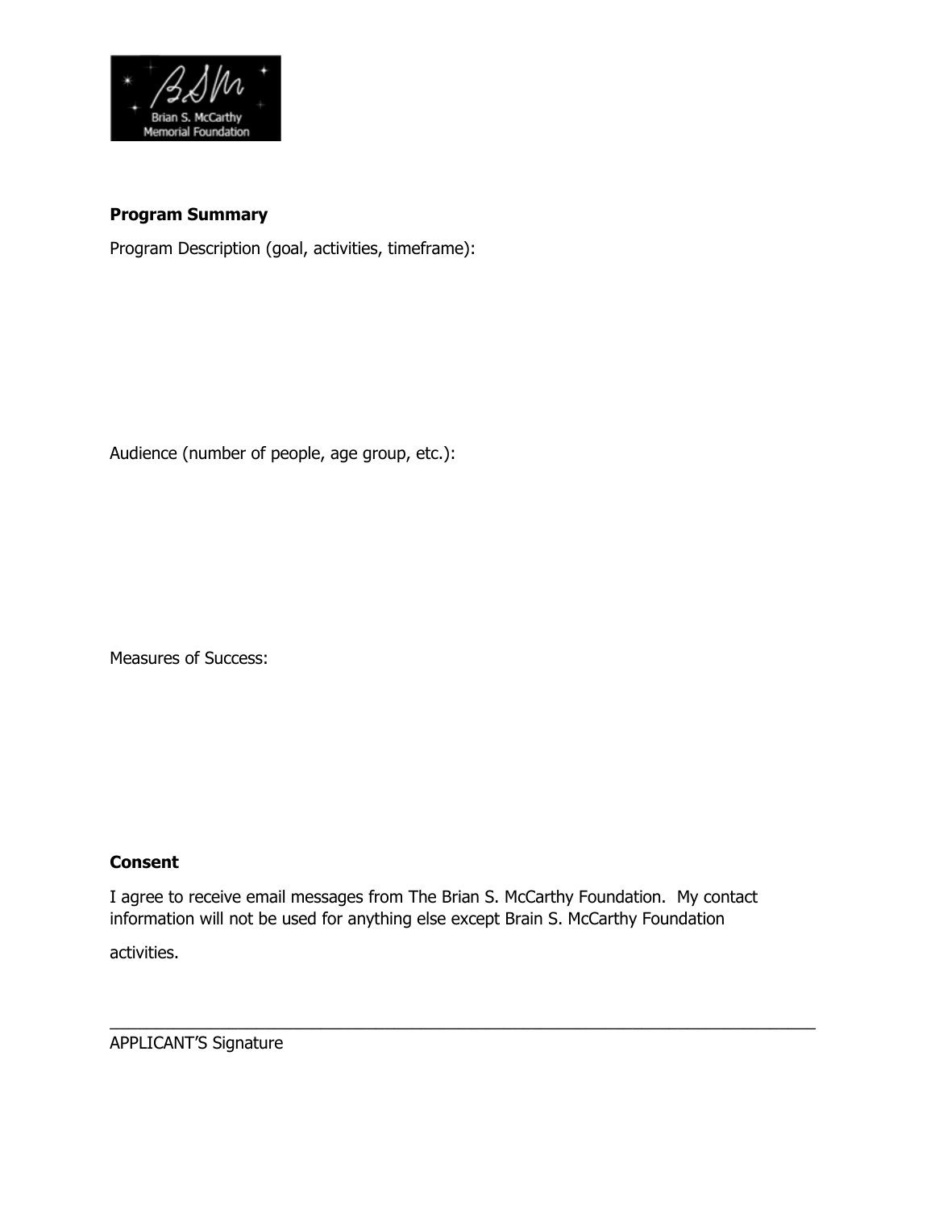**Program Summary**

Program Description (goal, activities, timeframe):

Audience (number of people, age group, etc.):

Measures of Success:

**Consent**

I agree to receive email messages from The Brian S. McCarthy Foundation. My contact information will not be used for anything else except Brain S. McCarthy Foundation

activities.

\_\_\_\_\_\_\_\_\_\_\_\_\_\_\_\_\_\_\_\_\_\_\_\_\_\_\_\_\_\_\_\_\_\_\_\_\_\_\_\_\_\_\_\_\_\_\_\_\_\_\_\_\_\_\_\_\_\_\_\_\_\_\_\_\_\_

APPLICANT'S Signature